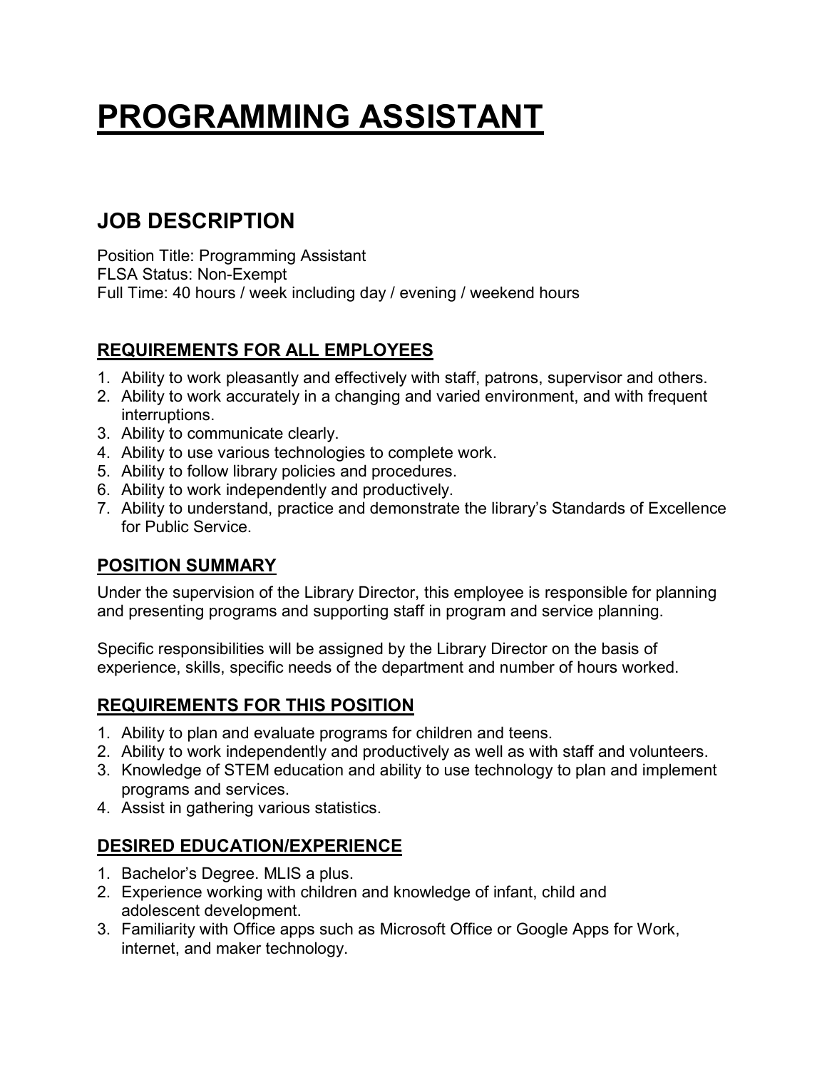# PROGRAMMING ASSISTANT

## JOB DESCRIPTION

Position Title: Programming Assistant
FLSA Status: Non-Exempt
Full Time: 40 hours / week including day / evening / weekend hours

### REQUIREMENTS FOR ALL EMPLOYEES

1. Ability to work pleasantly and effectively with staff, patrons, supervisor and others.
2. Ability to work accurately in a changing and varied environment, and with frequent interruptions.
3. Ability to communicate clearly.
4. Ability to use various technologies to complete work.
5. Ability to follow library policies and procedures.
6. Ability to work independently and productively.
7. Ability to understand, practice and demonstrate the library's Standards of Excellence for Public Service.

### POSITION SUMMARY

Under the supervision of the Library Director, this employee is responsible for planning and presenting programs and supporting staff in program and service planning.

Specific responsibilities will be assigned by the Library Director on the basis of experience, skills, specific needs of the department and number of hours worked.

### REQUIREMENTS FOR THIS POSITION

1. Ability to plan and evaluate programs for children and teens.
2. Ability to work independently and productively as well as with staff and volunteers.
3. Knowledge of STEM education and ability to use technology to plan and implement programs and services.
4. Assist in gathering various statistics.

### DESIRED EDUCATION/EXPERIENCE

1. Bachelor's Degree. MLIS a plus.
2. Experience working with children and knowledge of infant, child and adolescent development.
3. Familiarity with Office apps such as Microsoft Office or Google Apps for Work, internet, and maker technology.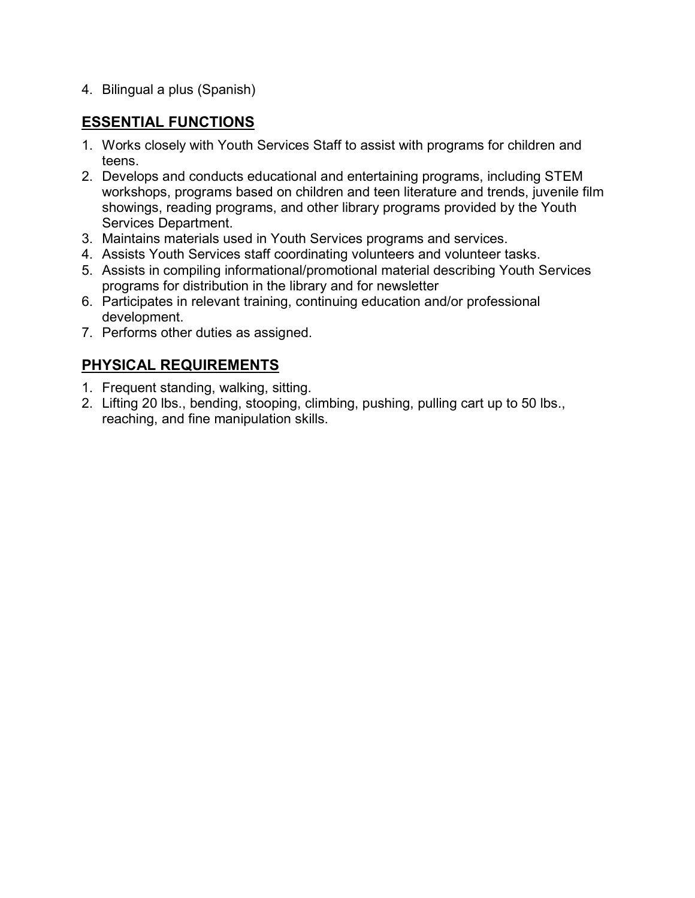4. Bilingual a plus (Spanish)

## ESSENTIAL FUNCTIONS

1. Works closely with Youth Services Staff to assist with programs for children and teens.
2. Develops and conducts educational and entertaining programs, including STEM workshops, programs based on children and teen literature and trends, juvenile film showings, reading programs, and other library programs provided by the Youth Services Department.
3. Maintains materials used in Youth Services programs and services.
4. Assists Youth Services staff coordinating volunteers and volunteer tasks.
5. Assists in compiling informational/promotional material describing Youth Services programs for distribution in the library and for newsletter
6. Participates in relevant training, continuing education and/or professional development.
7. Performs other duties as assigned.

## PHYSICAL REQUIREMENTS

1. Frequent standing, walking, sitting.
2. Lifting 20 lbs., bending, stooping, climbing, pushing, pulling cart up to 50 lbs., reaching, and fine manipulation skills.